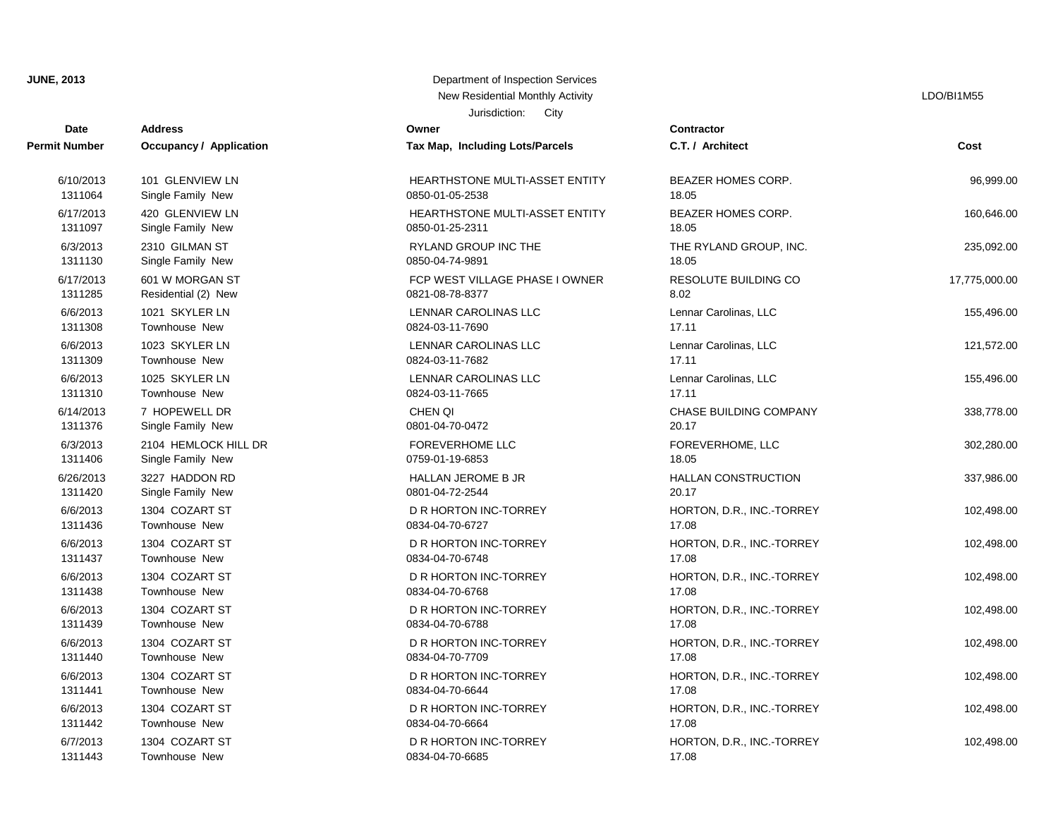**JUNE, 2013**

Department of Inspection Services
New Residential Monthly Activity
Jurisdiction: City

LDO/BI1M55

| Date / Permit Number | Address / Occupancy / Application | Owner / Tax Map, Including Lots/Parcels | Contractor / C.T. / Architect | Cost |
|---|---|---|---|---|
| 6/10/2013<br>1311064 | 101 GLENVIEW LN<br>Single Family New | HEARTHSTONE MULTI-ASSET ENTITY<br>0850-01-05-2538 | BEAZER HOMES CORP.<br>18.05 | 96,999.00 |
| 6/17/2013<br>1311097 | 420 GLENVIEW LN<br>Single Family New | HEARTHSTONE MULTI-ASSET ENTITY<br>0850-01-25-2311 | BEAZER HOMES CORP.<br>18.05 | 160,646.00 |
| 6/3/2013<br>1311130 | 2310 GILMAN ST<br>Single Family New | RYLAND GROUP INC THE<br>0850-04-74-9891 | THE RYLAND GROUP, INC.<br>18.05 | 235,092.00 |
| 6/17/2013<br>1311285 | 601 W MORGAN ST<br>Residential (2) New | FCP WEST VILLAGE PHASE I OWNER<br>0821-08-78-8377 | RESOLUTE BUILDING CO<br>8.02 | 17,775,000.00 |
| 6/6/2013<br>1311308 | 1021 SKYLER LN<br>Townhouse New | LENNAR CAROLINAS LLC<br>0824-03-11-7690 | Lennar Carolinas, LLC<br>17.11 | 155,496.00 |
| 6/6/2013<br>1311309 | 1023 SKYLER LN<br>Townhouse New | LENNAR CAROLINAS LLC<br>0824-03-11-7682 | Lennar Carolinas, LLC<br>17.11 | 121,572.00 |
| 6/6/2013<br>1311310 | 1025 SKYLER LN<br>Townhouse New | LENNAR CAROLINAS LLC<br>0824-03-11-7665 | Lennar Carolinas, LLC<br>17.11 | 155,496.00 |
| 6/14/2013<br>1311376 | 7 HOPEWELL DR<br>Single Family New | CHEN QI<br>0801-04-70-0472 | CHASE BUILDING COMPANY<br>20.17 | 338,778.00 |
| 6/3/2013<br>1311406 | 2104 HEMLOCK HILL DR<br>Single Family New | FOREVERHOME LLC<br>0759-01-19-6853 | FOREVERHOME, LLC<br>18.05 | 302,280.00 |
| 6/26/2013<br>1311420 | 3227 HADDON RD<br>Single Family New | HALLAN JEROME B JR<br>0801-04-72-2544 | HALLAN CONSTRUCTION<br>20.17 | 337,986.00 |
| 6/6/2013<br>1311436 | 1304 COZART ST<br>Townhouse New | D R HORTON INC-TORREY<br>0834-04-70-6727 | HORTON, D.R., INC.-TORREY<br>17.08 | 102,498.00 |
| 6/6/2013<br>1311437 | 1304 COZART ST<br>Townhouse New | D R HORTON INC-TORREY<br>0834-04-70-6748 | HORTON, D.R., INC.-TORREY<br>17.08 | 102,498.00 |
| 6/6/2013<br>1311438 | 1304 COZART ST<br>Townhouse New | D R HORTON INC-TORREY<br>0834-04-70-6768 | HORTON, D.R., INC.-TORREY<br>17.08 | 102,498.00 |
| 6/6/2013<br>1311439 | 1304 COZART ST<br>Townhouse New | D R HORTON INC-TORREY<br>0834-04-70-6788 | HORTON, D.R., INC.-TORREY<br>17.08 | 102,498.00 |
| 6/6/2013<br>1311440 | 1304 COZART ST<br>Townhouse New | D R HORTON INC-TORREY<br>0834-04-70-7709 | HORTON, D.R., INC.-TORREY<br>17.08 | 102,498.00 |
| 6/6/2013<br>1311441 | 1304 COZART ST<br>Townhouse New | D R HORTON INC-TORREY<br>0834-04-70-6644 | HORTON, D.R., INC.-TORREY<br>17.08 | 102,498.00 |
| 6/6/2013<br>1311442 | 1304 COZART ST<br>Townhouse New | D R HORTON INC-TORREY<br>0834-04-70-6664 | HORTON, D.R., INC.-TORREY<br>17.08 | 102,498.00 |
| 6/7/2013<br>1311443 | 1304 COZART ST<br>Townhouse New | D R HORTON INC-TORREY<br>0834-04-70-6685 | HORTON, D.R., INC.-TORREY<br>17.08 | 102,498.00 |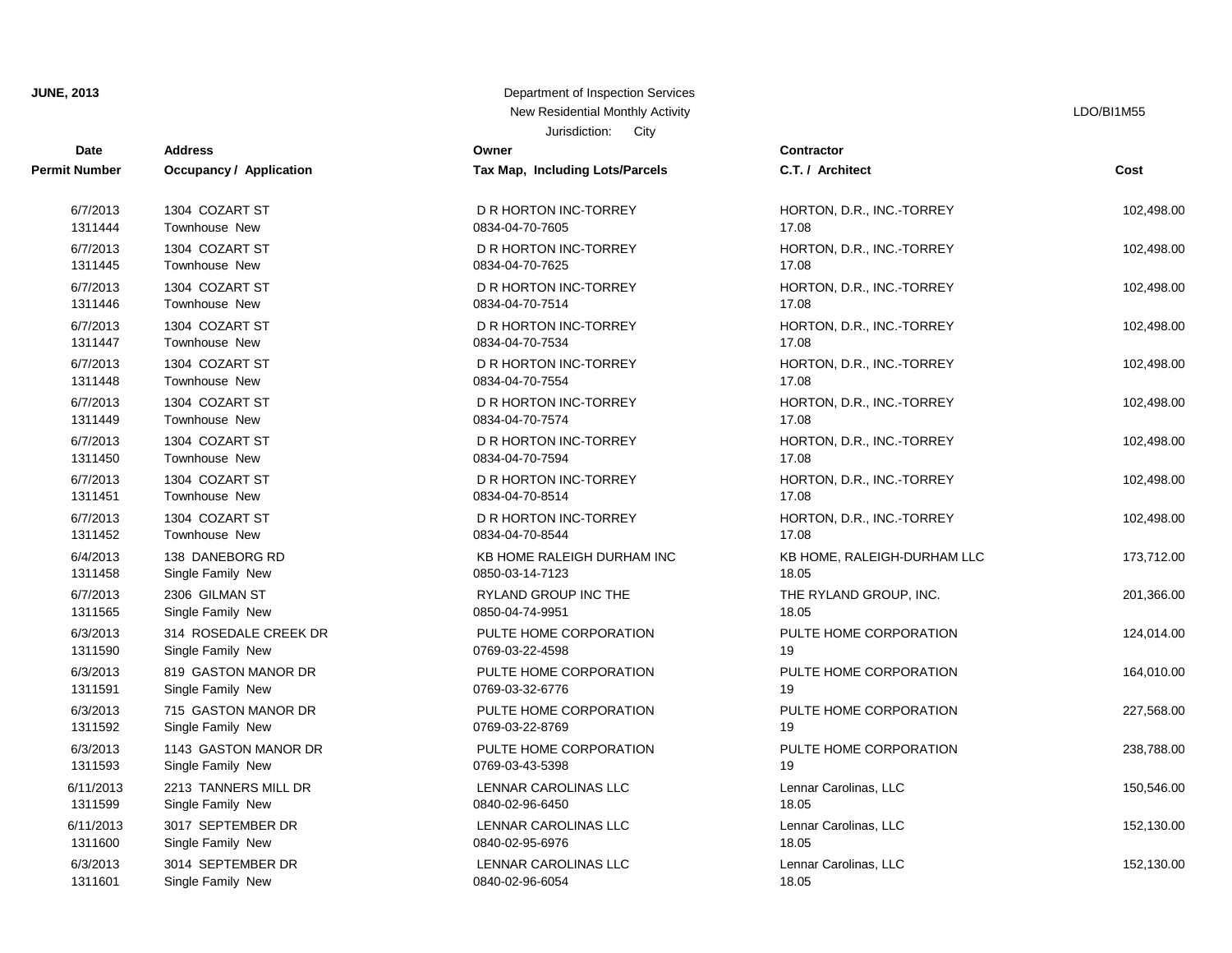**JUNE, 2013**

Department of Inspection Services
New Residential Monthly Activity
Jurisdiction: City

LDO/BI1M55

| Date<br>Permit Number | Address<br>Occupancy / Application | Owner<br>Tax Map, Including Lots/Parcels | Contractor<br>C.T. / Architect | Cost |
|---|---|---|---|---|
| 6/7/2013<br>1311444 | 1304 COZART ST<br>Townhouse New | D R HORTON INC-TORREY<br>0834-04-70-7605 | HORTON, D.R., INC.-TORREY<br>17.08 | 102,498.00 |
| 6/7/2013<br>1311445 | 1304 COZART ST<br>Townhouse New | D R HORTON INC-TORREY<br>0834-04-70-7625 | HORTON, D.R., INC.-TORREY<br>17.08 | 102,498.00 |
| 6/7/2013<br>1311446 | 1304 COZART ST<br>Townhouse New | D R HORTON INC-TORREY<br>0834-04-70-7514 | HORTON, D.R., INC.-TORREY<br>17.08 | 102,498.00 |
| 6/7/2013<br>1311447 | 1304 COZART ST<br>Townhouse New | D R HORTON INC-TORREY<br>0834-04-70-7534 | HORTON, D.R., INC.-TORREY<br>17.08 | 102,498.00 |
| 6/7/2013<br>1311448 | 1304 COZART ST<br>Townhouse New | D R HORTON INC-TORREY<br>0834-04-70-7554 | HORTON, D.R., INC.-TORREY<br>17.08 | 102,498.00 |
| 6/7/2013<br>1311449 | 1304 COZART ST<br>Townhouse New | D R HORTON INC-TORREY<br>0834-04-70-7574 | HORTON, D.R., INC.-TORREY<br>17.08 | 102,498.00 |
| 6/7/2013<br>1311450 | 1304 COZART ST<br>Townhouse New | D R HORTON INC-TORREY<br>0834-04-70-7594 | HORTON, D.R., INC.-TORREY<br>17.08 | 102,498.00 |
| 6/7/2013<br>1311451 | 1304 COZART ST<br>Townhouse New | D R HORTON INC-TORREY<br>0834-04-70-8514 | HORTON, D.R., INC.-TORREY<br>17.08 | 102,498.00 |
| 6/7/2013<br>1311452 | 1304 COZART ST<br>Townhouse New | D R HORTON INC-TORREY<br>0834-04-70-8544 | HORTON, D.R., INC.-TORREY<br>17.08 | 102,498.00 |
| 6/4/2013<br>1311458 | 138 DANEBORG RD<br>Single Family New | KB HOME RALEIGH DURHAM INC<br>0850-03-14-7123 | KB HOME, RALEIGH-DURHAM LLC<br>18.05 | 173,712.00 |
| 6/7/2013<br>1311565 | 2306 GILMAN ST<br>Single Family New | RYLAND GROUP INC THE<br>0850-04-74-9951 | THE RYLAND GROUP, INC.<br>18.05 | 201,366.00 |
| 6/3/2013<br>1311590 | 314 ROSEDALE CREEK DR<br>Single Family New | PULTE HOME CORPORATION<br>0769-03-22-4598 | PULTE HOME CORPORATION<br>19 | 124,014.00 |
| 6/3/2013<br>1311591 | 819 GASTON MANOR DR<br>Single Family New | PULTE HOME CORPORATION<br>0769-03-32-6776 | PULTE HOME CORPORATION<br>19 | 164,010.00 |
| 6/3/2013<br>1311592 | 715 GASTON MANOR DR<br>Single Family New | PULTE HOME CORPORATION<br>0769-03-22-8769 | PULTE HOME CORPORATION<br>19 | 227,568.00 |
| 6/3/2013<br>1311593 | 1143 GASTON MANOR DR<br>Single Family New | PULTE HOME CORPORATION<br>0769-03-43-5398 | PULTE HOME CORPORATION<br>19 | 238,788.00 |
| 6/11/2013<br>1311599 | 2213 TANNERS MILL DR<br>Single Family New | LENNAR CAROLINAS LLC<br>0840-02-96-6450 | Lennar Carolinas, LLC<br>18.05 | 150,546.00 |
| 6/11/2013<br>1311600 | 3017 SEPTEMBER DR<br>Single Family New | LENNAR CAROLINAS LLC<br>0840-02-95-6976 | Lennar Carolinas, LLC<br>18.05 | 152,130.00 |
| 6/3/2013<br>1311601 | 3014 SEPTEMBER DR<br>Single Family New | LENNAR CAROLINAS LLC<br>0840-02-96-6054 | Lennar Carolinas, LLC<br>18.05 | 152,130.00 |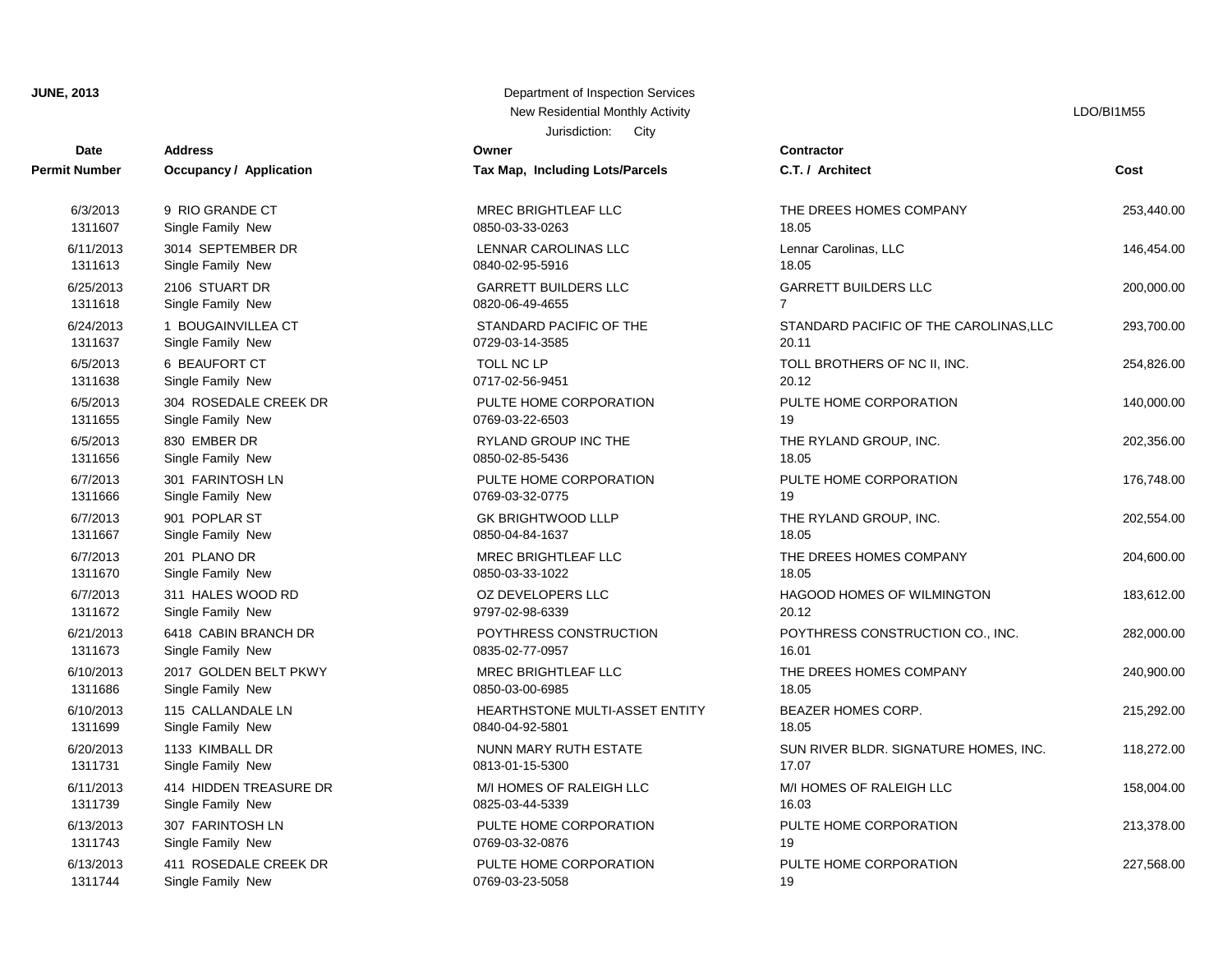**JUNE, 2013**

Department of Inspection Services
New Residential Monthly Activity
Jurisdiction: City

LDO/BI1M55

| Date<br>Permit Number | Address<br>Occupancy / Application | Owner<br>Tax Map, Including Lots/Parcels | Contractor<br>C.T. / Architect | Cost |
|---|---|---|---|---|
| 6/3/2013<br>1311607 | 9 RIO GRANDE CT<br>Single Family New | MREC BRIGHTLEAF LLC<br>0850-03-33-0263 | THE DREES HOMES COMPANY<br>18.05 | 253,440.00 |
| 6/11/2013<br>1311613 | 3014 SEPTEMBER DR<br>Single Family New | LENNAR CAROLINAS LLC<br>0840-02-95-5916 | Lennar Carolinas, LLC<br>18.05 | 146,454.00 |
| 6/25/2013<br>1311618 | 2106 STUART DR<br>Single Family New | GARRETT BUILDERS LLC<br>0820-06-49-4655 | GARRETT BUILDERS LLC<br>7 | 200,000.00 |
| 6/24/2013<br>1311637 | 1 BOUGAINVILLEA CT<br>Single Family New | STANDARD PACIFIC OF THE<br>0729-03-14-3585 | STANDARD PACIFIC OF THE CAROLINAS,LLC<br>20.11 | 293,700.00 |
| 6/5/2013<br>1311638 | 6 BEAUFORT CT<br>Single Family New | TOLL NC LP<br>0717-02-56-9451 | TOLL BROTHERS OF NC II, INC.<br>20.12 | 254,826.00 |
| 6/5/2013<br>1311655 | 304 ROSEDALE CREEK DR<br>Single Family New | PULTE HOME CORPORATION<br>0769-03-22-6503 | PULTE HOME CORPORATION<br>19 | 140,000.00 |
| 6/5/2013<br>1311656 | 830 EMBER DR<br>Single Family New | RYLAND GROUP INC THE<br>0850-02-85-5436 | THE RYLAND GROUP, INC.<br>18.05 | 202,356.00 |
| 6/7/2013<br>1311666 | 301 FARINTOSH LN<br>Single Family New | PULTE HOME CORPORATION<br>0769-03-32-0775 | PULTE HOME CORPORATION<br>19 | 176,748.00 |
| 6/7/2013<br>1311667 | 901 POPLAR ST<br>Single Family New | GK BRIGHTWOOD LLLP<br>0850-04-84-1637 | THE RYLAND GROUP, INC.<br>18.05 | 202,554.00 |
| 6/7/2013<br>1311670 | 201 PLANO DR<br>Single Family New | MREC BRIGHTLEAF LLC<br>0850-03-33-1022 | THE DREES HOMES COMPANY<br>18.05 | 204,600.00 |
| 6/7/2013<br>1311672 | 311 HALES WOOD RD<br>Single Family New | OZ DEVELOPERS LLC<br>9797-02-98-6339 | HAGOOD HOMES OF WILMINGTON<br>20.12 | 183,612.00 |
| 6/21/2013<br>1311673 | 6418 CABIN BRANCH DR<br>Single Family New | POYTHRESS CONSTRUCTION<br>0835-02-77-0957 | POYTHRESS CONSTRUCTION CO., INC.<br>16.01 | 282,000.00 |
| 6/10/2013<br>1311686 | 2017 GOLDEN BELT PKWY<br>Single Family New | MREC BRIGHTLEAF LLC<br>0850-03-00-6985 | THE DREES HOMES COMPANY<br>18.05 | 240,900.00 |
| 6/10/2013<br>1311699 | 115 CALLANDALE LN<br>Single Family New | HEARTHSTONE MULTI-ASSET ENTITY<br>0840-04-92-5801 | BEAZER HOMES CORP.<br>18.05 | 215,292.00 |
| 6/20/2013<br>1311731 | 1133 KIMBALL DR<br>Single Family New | NUNN MARY RUTH ESTATE<br>0813-01-15-5300 | SUN RIVER BLDR. SIGNATURE HOMES, INC.<br>17.07 | 118,272.00 |
| 6/11/2013<br>1311739 | 414 HIDDEN TREASURE DR<br>Single Family New | M/I HOMES OF RALEIGH LLC<br>0825-03-44-5339 | M/I HOMES OF RALEIGH LLC<br>16.03 | 158,004.00 |
| 6/13/2013<br>1311743 | 307 FARINTOSH LN<br>Single Family New | PULTE HOME CORPORATION<br>0769-03-32-0876 | PULTE HOME CORPORATION<br>19 | 213,378.00 |
| 6/13/2013<br>1311744 | 411 ROSEDALE CREEK DR<br>Single Family New | PULTE HOME CORPORATION<br>0769-03-23-5058 | PULTE HOME CORPORATION<br>19 | 227,568.00 |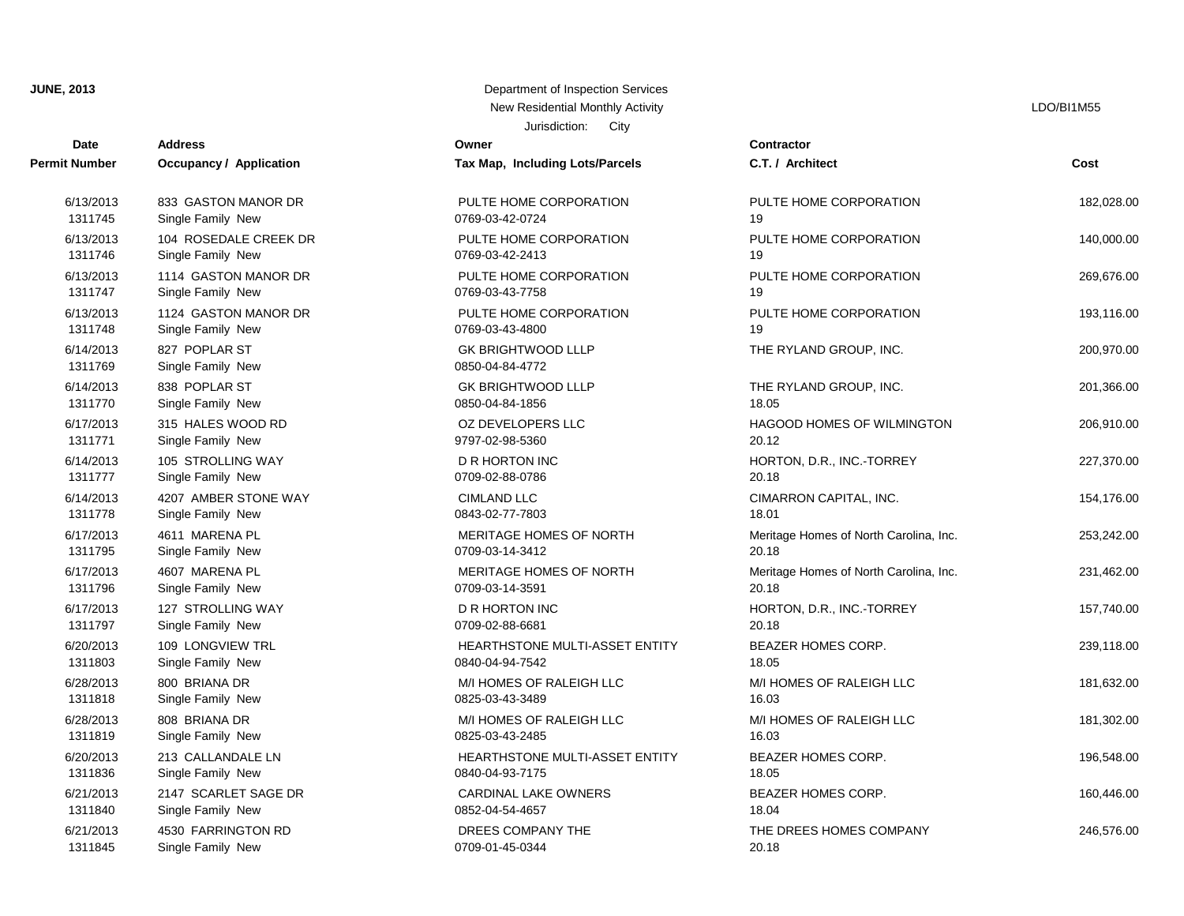**JUNE, 2013**

Department of Inspection Services
New Residential Monthly Activity
Jurisdiction: City

LDO/BI1M55

| Date / Permit Number | Address / Occupancy / Application | Owner / Tax Map, Including Lots/Parcels | Contractor / C.T. / Architect | Cost |
|---|---|---|---|---|
| 6/13/2013<br>1311745 | 833 GASTON MANOR DR<br>Single Family New | PULTE HOME CORPORATION<br>0769-03-42-0724 | PULTE HOME CORPORATION<br>19 | 182,028.00 |
| 6/13/2013<br>1311746 | 104 ROSEDALE CREEK DR<br>Single Family New | PULTE HOME CORPORATION<br>0769-03-42-2413 | PULTE HOME CORPORATION<br>19 | 140,000.00 |
| 6/13/2013<br>1311747 | 1114 GASTON MANOR DR<br>Single Family New | PULTE HOME CORPORATION<br>0769-03-43-7758 | PULTE HOME CORPORATION<br>19 | 269,676.00 |
| 6/13/2013<br>1311748 | 1124 GASTON MANOR DR<br>Single Family New | PULTE HOME CORPORATION<br>0769-03-43-4800 | PULTE HOME CORPORATION<br>19 | 193,116.00 |
| 6/14/2013<br>1311769 | 827 POPLAR ST<br>Single Family New | GK BRIGHTWOOD LLLP<br>0850-04-84-4772 | THE RYLAND GROUP, INC. | 200,970.00 |
| 6/14/2013<br>1311770 | 838 POPLAR ST<br>Single Family New | GK BRIGHTWOOD LLLP<br>0850-04-84-1856 | THE RYLAND GROUP, INC.<br>18.05 | 201,366.00 |
| 6/17/2013<br>1311771 | 315 HALES WOOD RD<br>Single Family New | OZ DEVELOPERS LLC<br>9797-02-98-5360 | HAGOOD HOMES OF WILMINGTON<br>20.12 | 206,910.00 |
| 6/14/2013<br>1311777 | 105 STROLLING WAY<br>Single Family New | D R HORTON INC<br>0709-02-88-0786 | HORTON, D.R., INC.-TORREY<br>20.18 | 227,370.00 |
| 6/14/2013<br>1311778 | 4207 AMBER STONE WAY<br>Single Family New | CIMLAND LLC<br>0843-02-77-7803 | CIMARRON CAPITAL, INC.<br>18.01 | 154,176.00 |
| 6/17/2013<br>1311795 | 4611 MARENA PL<br>Single Family New | MERITAGE HOMES OF NORTH<br>0709-03-14-3412 | Meritage Homes of North Carolina, Inc.<br>20.18 | 253,242.00 |
| 6/17/2013<br>1311796 | 4607 MARENA PL<br>Single Family New | MERITAGE HOMES OF NORTH<br>0709-03-14-3591 | Meritage Homes of North Carolina, Inc.<br>20.18 | 231,462.00 |
| 6/17/2013<br>1311797 | 127 STROLLING WAY<br>Single Family New | D R HORTON INC<br>0709-02-88-6681 | HORTON, D.R., INC.-TORREY<br>20.18 | 157,740.00 |
| 6/20/2013<br>1311803 | 109 LONGVIEW TRL<br>Single Family New | HEARTHSTONE MULTI-ASSET ENTITY<br>0840-04-94-7542 | BEAZER HOMES CORP.<br>18.05 | 239,118.00 |
| 6/28/2013<br>1311818 | 800 BRIANA DR<br>Single Family New | M/I HOMES OF RALEIGH LLC<br>0825-03-43-3489 | M/I HOMES OF RALEIGH LLC<br>16.03 | 181,632.00 |
| 6/28/2013<br>1311819 | 808 BRIANA DR<br>Single Family New | M/I HOMES OF RALEIGH LLC<br>0825-03-43-2485 | M/I HOMES OF RALEIGH LLC<br>16.03 | 181,302.00 |
| 6/20/2013<br>1311836 | 213 CALLANDALE LN<br>Single Family New | HEARTHSTONE MULTI-ASSET ENTITY<br>0840-04-93-7175 | BEAZER HOMES CORP.<br>18.05 | 196,548.00 |
| 6/21/2013<br>1311840 | 2147 SCARLET SAGE DR<br>Single Family New | CARDINAL LAKE OWNERS<br>0852-04-54-4657 | BEAZER HOMES CORP.<br>18.04 | 160,446.00 |
| 6/21/2013<br>1311845 | 4530 FARRINGTON RD<br>Single Family New | DREES COMPANY THE<br>0709-01-45-0344 | THE DREES HOMES COMPANY<br>20.18 | 246,576.00 |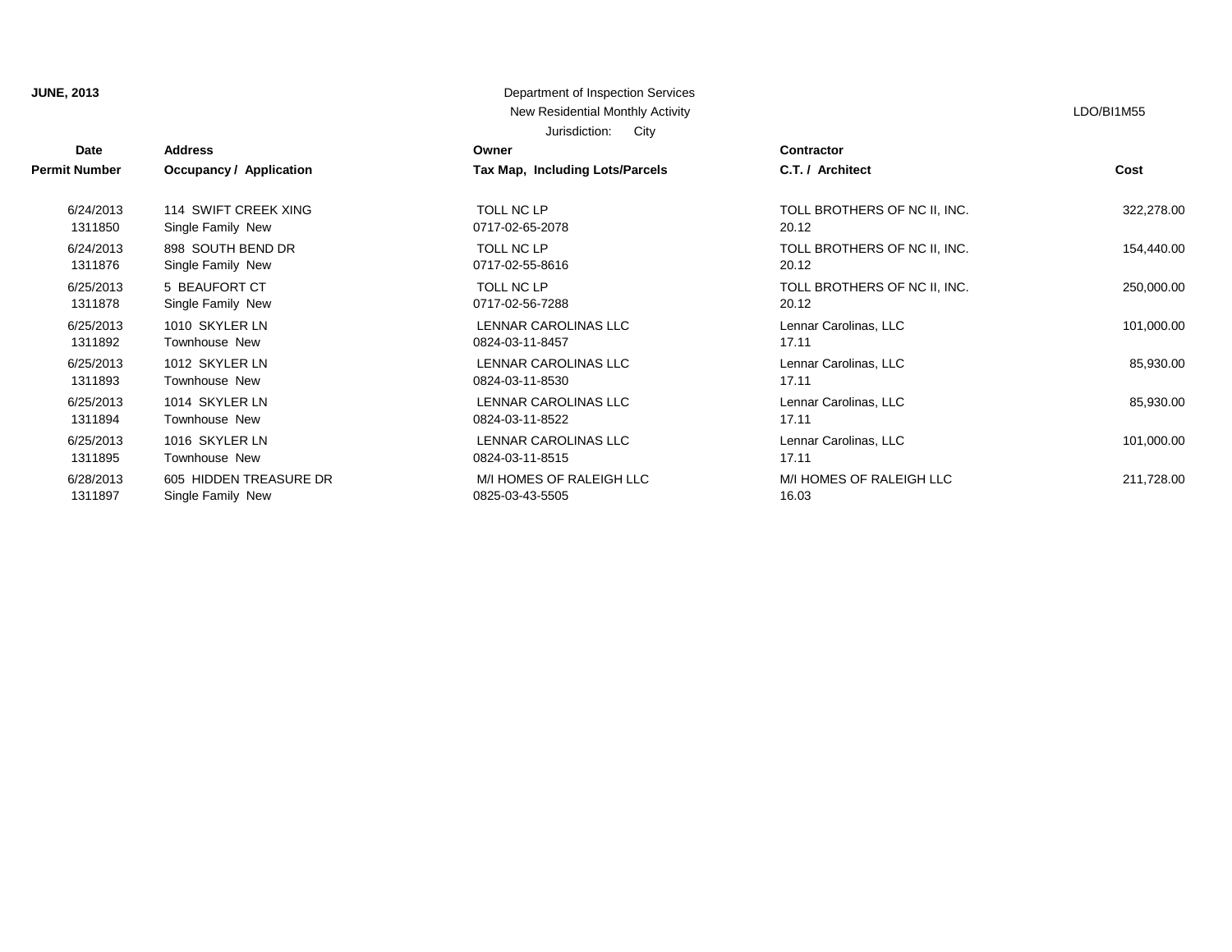**JUNE, 2013**

Department of Inspection Services
New Residential Monthly Activity
Jurisdiction: City

LDO/BI1M55

| Date / Permit Number | Address / Occupancy / Application | Owner / Tax Map, Including Lots/Parcels | Contractor / C.T. / Architect | Cost |
|---|---|---|---|---|
| 6/24/2013<br>1311850 | 114 SWIFT CREEK XING<br>Single Family New | TOLL NC LP<br>0717-02-65-2078 | TOLL BROTHERS OF NC II, INC.<br>20.12 | 322,278.00 |
| 6/24/2013<br>1311876 | 898 SOUTH BEND DR<br>Single Family New | TOLL NC LP<br>0717-02-55-8616 | TOLL BROTHERS OF NC II, INC.<br>20.12 | 154,440.00 |
| 6/25/2013<br>1311878 | 5 BEAUFORT CT<br>Single Family New | TOLL NC LP<br>0717-02-56-7288 | TOLL BROTHERS OF NC II, INC.<br>20.12 | 250,000.00 |
| 6/25/2013<br>1311892 | 1010 SKYLER LN<br>Townhouse New | LENNAR CAROLINAS LLC<br>0824-03-11-8457 | Lennar Carolinas, LLC<br>17.11 | 101,000.00 |
| 6/25/2013<br>1311893 | 1012 SKYLER LN<br>Townhouse New | LENNAR CAROLINAS LLC<br>0824-03-11-8530 | Lennar Carolinas, LLC<br>17.11 | 85,930.00 |
| 6/25/2013<br>1311894 | 1014 SKYLER LN<br>Townhouse New | LENNAR CAROLINAS LLC<br>0824-03-11-8522 | Lennar Carolinas, LLC<br>17.11 | 85,930.00 |
| 6/25/2013<br>1311895 | 1016 SKYLER LN<br>Townhouse New | LENNAR CAROLINAS LLC<br>0824-03-11-8515 | Lennar Carolinas, LLC<br>17.11 | 101,000.00 |
| 6/28/2013<br>1311897 | 605 HIDDEN TREASURE DR<br>Single Family New | M/I HOMES OF RALEIGH LLC<br>0825-03-43-5505 | M/I HOMES OF RALEIGH LLC<br>16.03 | 211,728.00 |